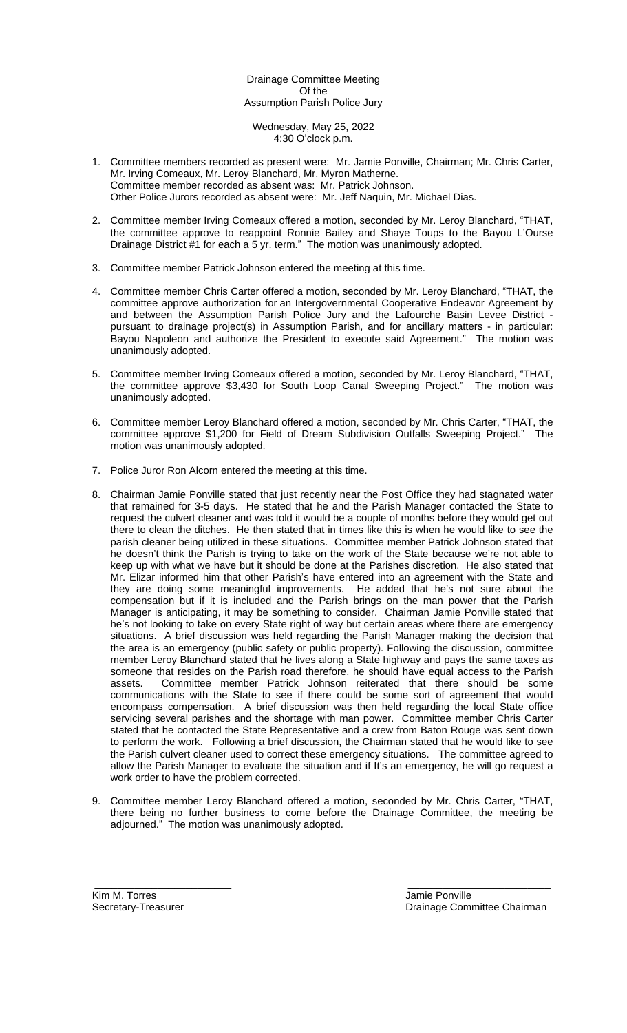Drainage Committee Meeting
Of the
Assumption Parish Police Jury

Wednesday, May 25, 2022
4:30 O'clock p.m.

1. Committee members recorded as present were: Mr. Jamie Ponville, Chairman; Mr. Chris Carter, Mr. Irving Comeaux, Mr. Leroy Blanchard, Mr. Myron Matherne.
   Committee member recorded as absent was: Mr. Patrick Johnson.
   Other Police Jurors recorded as absent were: Mr. Jeff Naquin, Mr. Michael Dias.

2. Committee member Irving Comeaux offered a motion, seconded by Mr. Leroy Blanchard, "THAT, the committee approve to reappoint Ronnie Bailey and Shaye Toups to the Bayou L'Ourse Drainage District #1 for each a 5 yr. term." The motion was unanimously adopted.

3. Committee member Patrick Johnson entered the meeting at this time.

4. Committee member Chris Carter offered a motion, seconded by Mr. Leroy Blanchard, "THAT, the committee approve authorization for an Intergovernmental Cooperative Endeavor Agreement by and between the Assumption Parish Police Jury and the Lafourche Basin Levee District - pursuant to drainage project(s) in Assumption Parish, and for ancillary matters - in particular: Bayou Napoleon and authorize the President to execute said Agreement." The motion was unanimously adopted.

5. Committee member Irving Comeaux offered a motion, seconded by Mr. Leroy Blanchard, "THAT, the committee approve $3,430 for South Loop Canal Sweeping Project." The motion was unanimously adopted.

6. Committee member Leroy Blanchard offered a motion, seconded by Mr. Chris Carter, "THAT, the committee approve $1,200 for Field of Dream Subdivision Outfalls Sweeping Project." The motion was unanimously adopted.

7. Police Juror Ron Alcorn entered the meeting at this time.

8. Chairman Jamie Ponville stated that just recently near the Post Office they had stagnated water that remained for 3-5 days. He stated that he and the Parish Manager contacted the State to request the culvert cleaner and was told it would be a couple of months before they would get out there to clean the ditches. He then stated that in times like this is when he would like to see the parish cleaner being utilized in these situations. Committee member Patrick Johnson stated that he doesn't think the Parish is trying to take on the work of the State because we're not able to keep up with what we have but it should be done at the Parishes discretion. He also stated that Mr. Elizar informed him that other Parish's have entered into an agreement with the State and they are doing some meaningful improvements. He added that he's not sure about the compensation but if it is included and the Parish brings on the man power that the Parish Manager is anticipating, it may be something to consider. Chairman Jamie Ponville stated that he's not looking to take on every State right of way but certain areas where there are emergency situations. A brief discussion was held regarding the Parish Manager making the decision that the area is an emergency (public safety or public property). Following the discussion, committee member Leroy Blanchard stated that he lives along a State highway and pays the same taxes as someone that resides on the Parish road therefore, he should have equal access to the Parish assets. Committee member Patrick Johnson reiterated that there should be some communications with the State to see if there could be some sort of agreement that would encompass compensation. A brief discussion was then held regarding the local State office servicing several parishes and the shortage with man power. Committee member Chris Carter stated that he contacted the State Representative and a crew from Baton Rouge was sent down to perform the work. Following a brief discussion, the Chairman stated that he would like to see the Parish culvert cleaner used to correct these emergency situations. The committee agreed to allow the Parish Manager to evaluate the situation and if It's an emergency, he will go request a work order to have the problem corrected.

9. Committee member Leroy Blanchard offered a motion, seconded by Mr. Chris Carter, "THAT, there being no further business to come before the Drainage Committee, the meeting be adjourned." The motion was unanimously adopted.

Kim M. Torres
Secretary-Treasurer

Jamie Ponville
Drainage Committee Chairman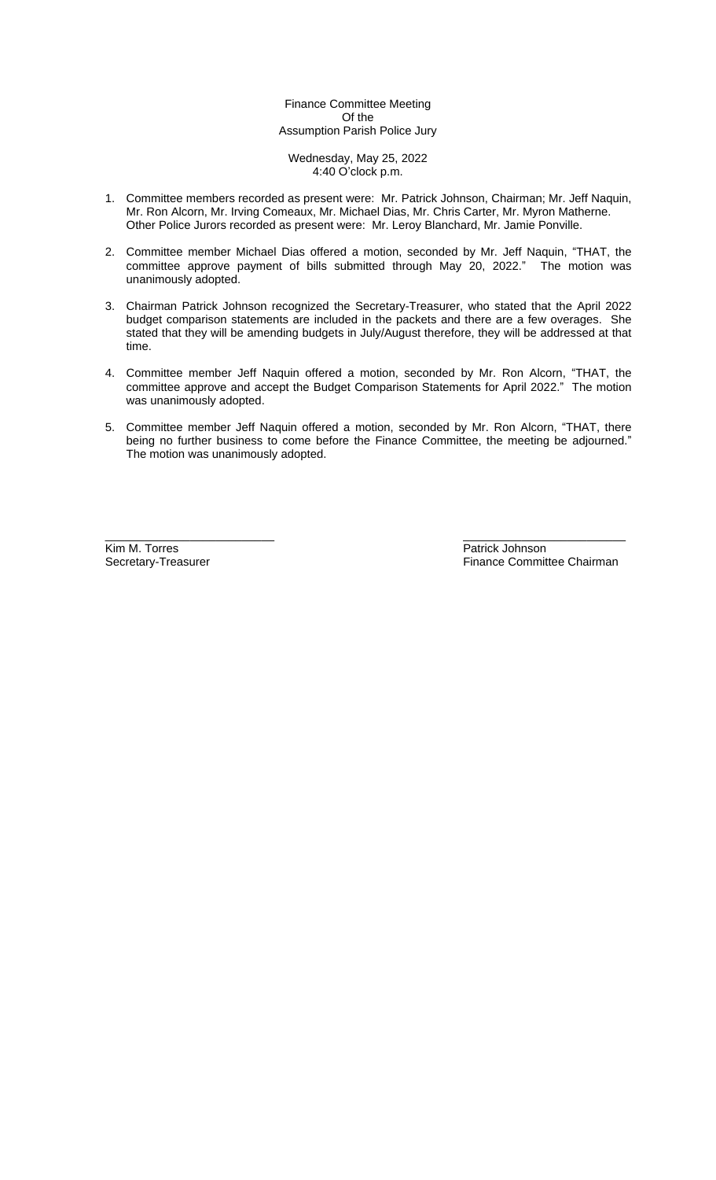Finance Committee Meeting
Of the
Assumption Parish Police Jury

Wednesday, May 25, 2022
4:40 O'clock p.m.

1. Committee members recorded as present were: Mr. Patrick Johnson, Chairman; Mr. Jeff Naquin, Mr. Ron Alcorn, Mr. Irving Comeaux, Mr. Michael Dias, Mr. Chris Carter, Mr. Myron Matherne. Other Police Jurors recorded as present were: Mr. Leroy Blanchard, Mr. Jamie Ponville.

2. Committee member Michael Dias offered a motion, seconded by Mr. Jeff Naquin, "THAT, the committee approve payment of bills submitted through May 20, 2022." The motion was unanimously adopted.

3. Chairman Patrick Johnson recognized the Secretary-Treasurer, who stated that the April 2022 budget comparison statements are included in the packets and there are a few overages. She stated that they will be amending budgets in July/August therefore, they will be addressed at that time.

4. Committee member Jeff Naquin offered a motion, seconded by Mr. Ron Alcorn, "THAT, the committee approve and accept the Budget Comparison Statements for April 2022." The motion was unanimously adopted.

5. Committee member Jeff Naquin offered a motion, seconded by Mr. Ron Alcorn, "THAT, there being no further business to come before the Finance Committee, the meeting be adjourned." The motion was unanimously adopted.

\_\_\_\_\_\_\_\_\_\_\_\_\_\_\_\_\_\_\_\_\_\_\_\_\_\_
Kim M. Torres
Secretary-Treasurer

\_\_\_\_\_\_\_\_\_\_\_\_\_\_\_\_\_\_\_\_\_\_\_\_\_\_
Patrick Johnson
Finance Committee Chairman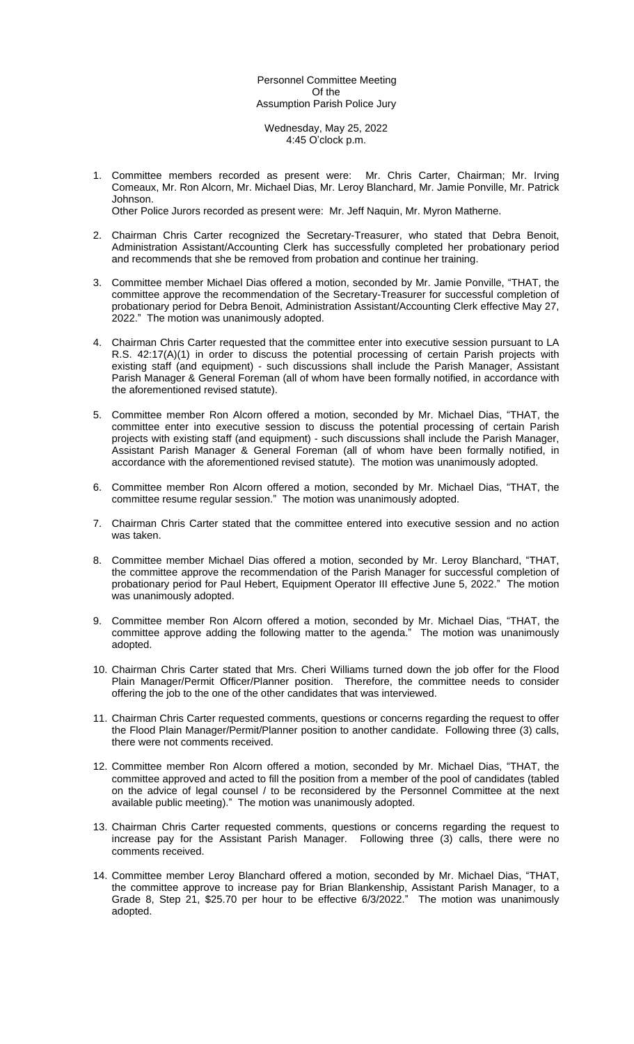Personnel Committee Meeting
Of the
Assumption Parish Police Jury

Wednesday, May 25, 2022
4:45 O'clock p.m.

1. Committee members recorded as present were: Mr. Chris Carter, Chairman; Mr. Irving Comeaux, Mr. Ron Alcorn, Mr. Michael Dias, Mr. Leroy Blanchard, Mr. Jamie Ponville, Mr. Patrick Johnson.
   Other Police Jurors recorded as present were: Mr. Jeff Naquin, Mr. Myron Matherne.

2. Chairman Chris Carter recognized the Secretary-Treasurer, who stated that Debra Benoit, Administration Assistant/Accounting Clerk has successfully completed her probationary period and recommends that she be removed from probation and continue her training.

3. Committee member Michael Dias offered a motion, seconded by Mr. Jamie Ponville, "THAT, the committee approve the recommendation of the Secretary-Treasurer for successful completion of probationary period for Debra Benoit, Administration Assistant/Accounting Clerk effective May 27, 2022." The motion was unanimously adopted.

4. Chairman Chris Carter requested that the committee enter into executive session pursuant to LA R.S. 42:17(A)(1) in order to discuss the potential processing of certain Parish projects with existing staff (and equipment) - such discussions shall include the Parish Manager, Assistant Parish Manager & General Foreman (all of whom have been formally notified, in accordance with the aforementioned revised statute).

5. Committee member Ron Alcorn offered a motion, seconded by Mr. Michael Dias, "THAT, the committee enter into executive session to discuss the potential processing of certain Parish projects with existing staff (and equipment) - such discussions shall include the Parish Manager, Assistant Parish Manager & General Foreman (all of whom have been formally notified, in accordance with the aforementioned revised statute). The motion was unanimously adopted.

6. Committee member Ron Alcorn offered a motion, seconded by Mr. Michael Dias, "THAT, the committee resume regular session." The motion was unanimously adopted.

7. Chairman Chris Carter stated that the committee entered into executive session and no action was taken.

8. Committee member Michael Dias offered a motion, seconded by Mr. Leroy Blanchard, "THAT, the committee approve the recommendation of the Parish Manager for successful completion of probationary period for Paul Hebert, Equipment Operator III effective June 5, 2022." The motion was unanimously adopted.

9. Committee member Ron Alcorn offered a motion, seconded by Mr. Michael Dias, "THAT, the committee approve adding the following matter to the agenda." The motion was unanimously adopted.

10. Chairman Chris Carter stated that Mrs. Cheri Williams turned down the job offer for the Flood Plain Manager/Permit Officer/Planner position. Therefore, the committee needs to consider offering the job to the one of the other candidates that was interviewed.

11. Chairman Chris Carter requested comments, questions or concerns regarding the request to offer the Flood Plain Manager/Permit/Planner position to another candidate. Following three (3) calls, there were not comments received.

12. Committee member Ron Alcorn offered a motion, seconded by Mr. Michael Dias, "THAT, the committee approved and acted to fill the position from a member of the pool of candidates (tabled on the advice of legal counsel / to be reconsidered by the Personnel Committee at the next available public meeting)." The motion was unanimously adopted.

13. Chairman Chris Carter requested comments, questions or concerns regarding the request to increase pay for the Assistant Parish Manager. Following three (3) calls, there were no comments received.

14. Committee member Leroy Blanchard offered a motion, seconded by Mr. Michael Dias, "THAT, the committee approve to increase pay for Brian Blankenship, Assistant Parish Manager, to a Grade 8, Step 21, $25.70 per hour to be effective 6/3/2022." The motion was unanimously adopted.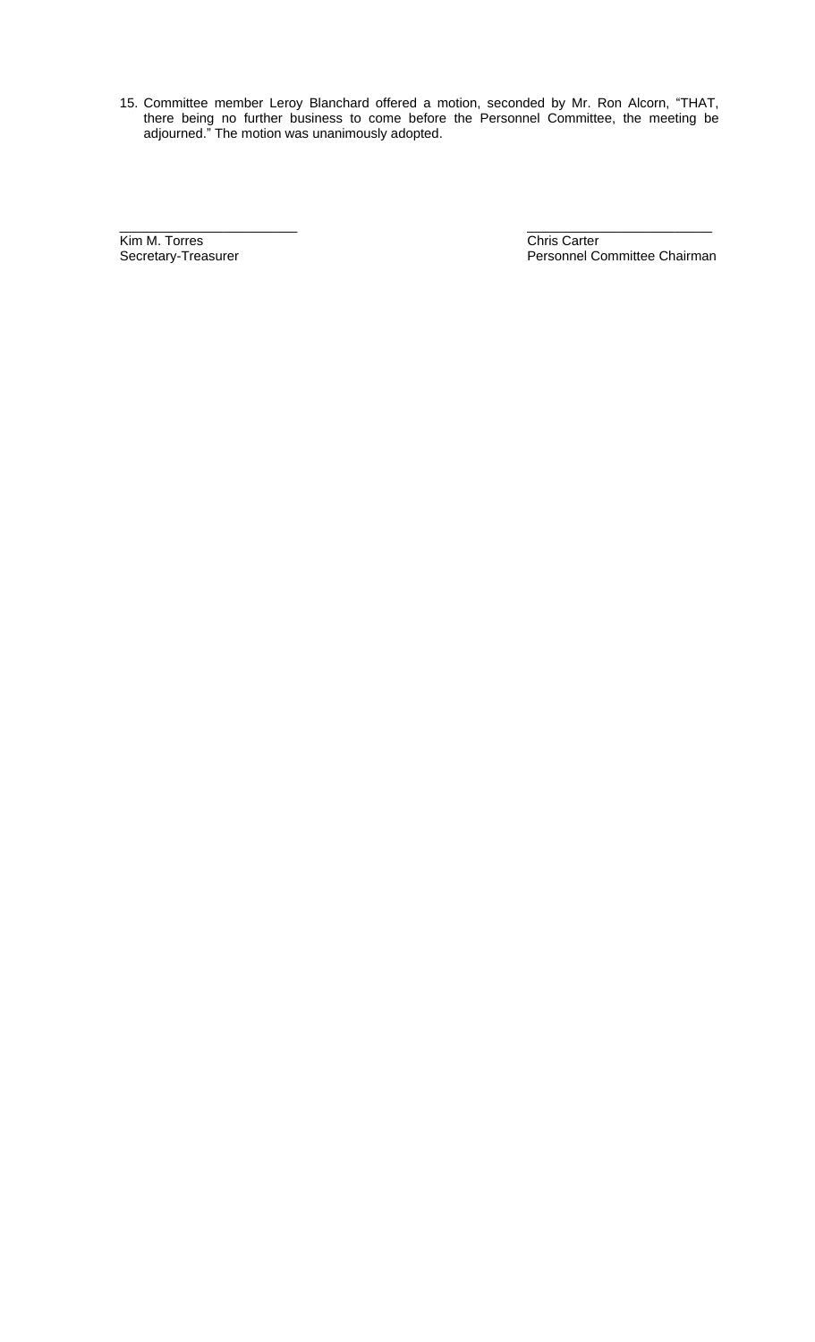15. Committee member Leroy Blanchard offered a motion, seconded by Mr. Ron Alcorn, "THAT, there being no further business to come before the Personnel Committee, the meeting be adjourned." The motion was unanimously adopted.

_________________________
Kim M. Torres
Secretary-Treasurer

_________________________
Chris Carter
Personnel Committee Chairman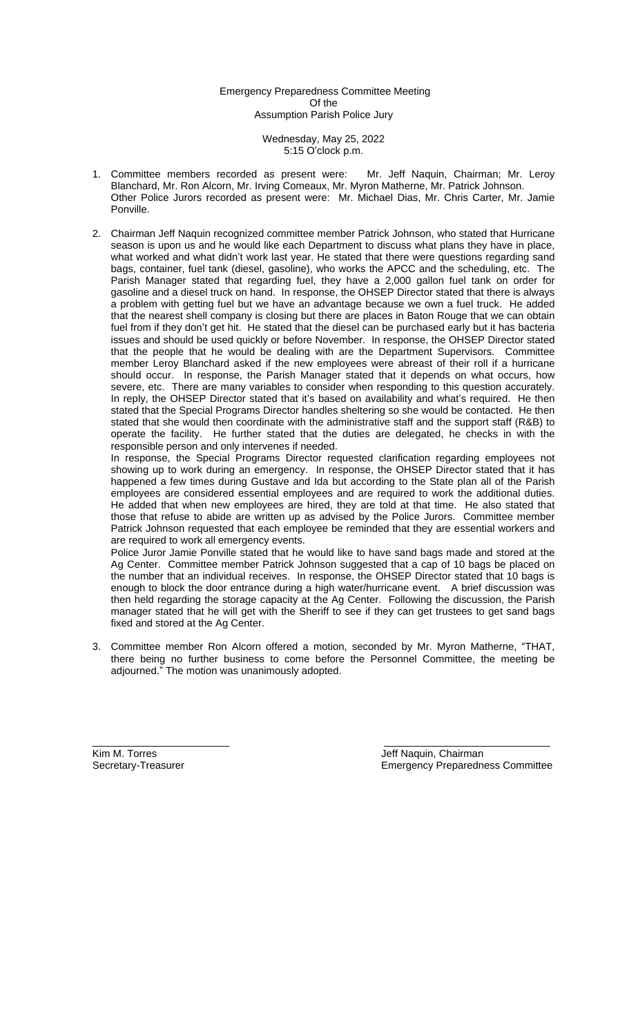Emergency Preparedness Committee Meeting
Of the
Assumption Parish Police Jury

Wednesday, May 25, 2022
5:15 O'clock p.m.

1. Committee members recorded as present were: Mr. Jeff Naquin, Chairman; Mr. Leroy Blanchard, Mr. Ron Alcorn, Mr. Irving Comeaux, Mr. Myron Matherne, Mr. Patrick Johnson. Other Police Jurors recorded as present were: Mr. Michael Dias, Mr. Chris Carter, Mr. Jamie Ponville.

2. Chairman Jeff Naquin recognized committee member Patrick Johnson, who stated that Hurricane season is upon us and he would like each Department to discuss what plans they have in place, what worked and what didn't work last year. He stated that there were questions regarding sand bags, container, fuel tank (diesel, gasoline), who works the APCC and the scheduling, etc. The Parish Manager stated that regarding fuel, they have a 2,000 gallon fuel tank on order for gasoline and a diesel truck on hand. In response, the OHSEP Director stated that there is always a problem with getting fuel but we have an advantage because we own a fuel truck. He added that the nearest shell company is closing but there are places in Baton Rouge that we can obtain fuel from if they don't get hit. He stated that the diesel can be purchased early but it has bacteria issues and should be used quickly or before November. In response, the OHSEP Director stated that the people that he would be dealing with are the Department Supervisors. Committee member Leroy Blanchard asked if the new employees were abreast of their roll if a hurricane should occur. In response, the Parish Manager stated that it depends on what occurs, how severe, etc. There are many variables to consider when responding to this question accurately. In reply, the OHSEP Director stated that it's based on availability and what's required. He then stated that the Special Programs Director handles sheltering so she would be contacted. He then stated that she would then coordinate with the administrative staff and the support staff (R&B) to operate the facility. He further stated that the duties are delegated, he checks in with the responsible person and only intervenes if needed.
   In response, the Special Programs Director requested clarification regarding employees not showing up to work during an emergency. In response, the OHSEP Director stated that it has happened a few times during Gustave and Ida but according to the State plan all of the Parish employees are considered essential employees and are required to work the additional duties. He added that when new employees are hired, they are told at that time. He also stated that those that refuse to abide are written up as advised by the Police Jurors. Committee member Patrick Johnson requested that each employee be reminded that they are essential workers and are required to work all emergency events.
   Police Juror Jamie Ponville stated that he would like to have sand bags made and stored at the Ag Center. Committee member Patrick Johnson suggested that a cap of 10 bags be placed on the number that an individual receives. In response, the OHSEP Director stated that 10 bags is enough to block the door entrance during a high water/hurricane event. A brief discussion was then held regarding the storage capacity at the Ag Center. Following the discussion, the Parish manager stated that he will get with the Sheriff to see if they can get trustees to get sand bags fixed and stored at the Ag Center.

3. Committee member Ron Alcorn offered a motion, seconded by Mr. Myron Matherne, "THAT, there being no further business to come before the Personnel Committee, the meeting be adjourned." The motion was unanimously adopted.

Kim M. Torres
Secretary-Treasurer

Jeff Naquin, Chairman
Emergency Preparedness Committee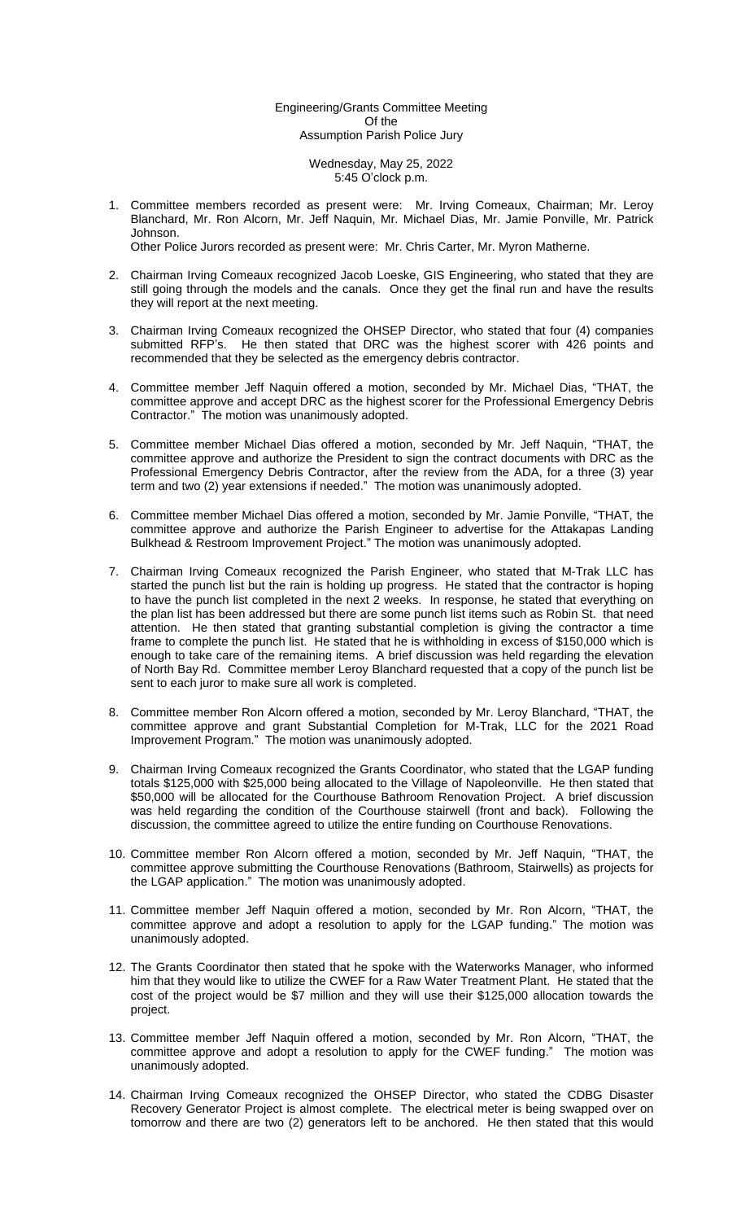Engineering/Grants Committee Meeting
Of the
Assumption Parish Police Jury

Wednesday, May 25, 2022
5:45 O'clock p.m.

1. Committee members recorded as present were: Mr. Irving Comeaux, Chairman; Mr. Leroy Blanchard, Mr. Ron Alcorn, Mr. Jeff Naquin, Mr. Michael Dias, Mr. Jamie Ponville, Mr. Patrick Johnson.
   Other Police Jurors recorded as present were: Mr. Chris Carter, Mr. Myron Matherne.

2. Chairman Irving Comeaux recognized Jacob Loeske, GIS Engineering, who stated that they are still going through the models and the canals. Once they get the final run and have the results they will report at the next meeting.

3. Chairman Irving Comeaux recognized the OHSEP Director, who stated that four (4) companies submitted RFP's. He then stated that DRC was the highest scorer with 426 points and recommended that they be selected as the emergency debris contractor.

4. Committee member Jeff Naquin offered a motion, seconded by Mr. Michael Dias, "THAT, the committee approve and accept DRC as the highest scorer for the Professional Emergency Debris Contractor." The motion was unanimously adopted.

5. Committee member Michael Dias offered a motion, seconded by Mr. Jeff Naquin, "THAT, the committee approve and authorize the President to sign the contract documents with DRC as the Professional Emergency Debris Contractor, after the review from the ADA, for a three (3) year term and two (2) year extensions if needed." The motion was unanimously adopted.

6. Committee member Michael Dias offered a motion, seconded by Mr. Jamie Ponville, "THAT, the committee approve and authorize the Parish Engineer to advertise for the Attakapas Landing Bulkhead & Restroom Improvement Project." The motion was unanimously adopted.

7. Chairman Irving Comeaux recognized the Parish Engineer, who stated that M-Trak LLC has started the punch list but the rain is holding up progress. He stated that the contractor is hoping to have the punch list completed in the next 2 weeks. In response, he stated that everything on the plan list has been addressed but there are some punch list items such as Robin St. that need attention. He then stated that granting substantial completion is giving the contractor a time frame to complete the punch list. He stated that he is withholding in excess of $150,000 which is enough to take care of the remaining items. A brief discussion was held regarding the elevation of North Bay Rd. Committee member Leroy Blanchard requested that a copy of the punch list be sent to each juror to make sure all work is completed.

8. Committee member Ron Alcorn offered a motion, seconded by Mr. Leroy Blanchard, "THAT, the committee approve and grant Substantial Completion for M-Trak, LLC for the 2021 Road Improvement Program." The motion was unanimously adopted.

9. Chairman Irving Comeaux recognized the Grants Coordinator, who stated that the LGAP funding totals $125,000 with $25,000 being allocated to the Village of Napoleonville. He then stated that $50,000 will be allocated for the Courthouse Bathroom Renovation Project. A brief discussion was held regarding the condition of the Courthouse stairwell (front and back). Following the discussion, the committee agreed to utilize the entire funding on Courthouse Renovations.

10. Committee member Ron Alcorn offered a motion, seconded by Mr. Jeff Naquin, "THAT, the committee approve submitting the Courthouse Renovations (Bathroom, Stairwells) as projects for the LGAP application." The motion was unanimously adopted.

11. Committee member Jeff Naquin offered a motion, seconded by Mr. Ron Alcorn, "THAT, the committee approve and adopt a resolution to apply for the LGAP funding." The motion was unanimously adopted.

12. The Grants Coordinator then stated that he spoke with the Waterworks Manager, who informed him that they would like to utilize the CWEF for a Raw Water Treatment Plant. He stated that the cost of the project would be $7 million and they will use their $125,000 allocation towards the project.

13. Committee member Jeff Naquin offered a motion, seconded by Mr. Ron Alcorn, "THAT, the committee approve and adopt a resolution to apply for the CWEF funding." The motion was unanimously adopted.

14. Chairman Irving Comeaux recognized the OHSEP Director, who stated the CDBG Disaster Recovery Generator Project is almost complete. The electrical meter is being swapped over on tomorrow and there are two (2) generators left to be anchored. He then stated that this would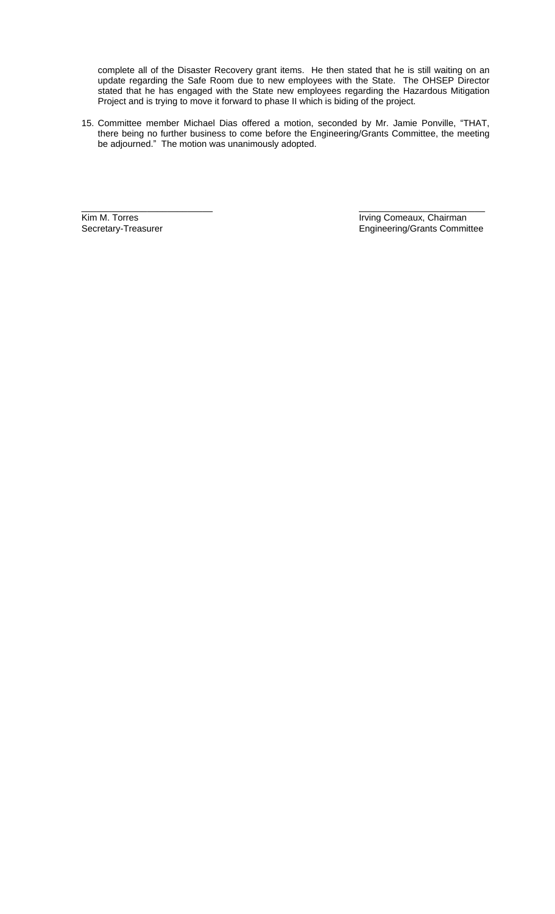complete all of the Disaster Recovery grant items. He then stated that he is still waiting on an update regarding the Safe Room due to new employees with the State. The OHSEP Director stated that he has engaged with the State new employees regarding the Hazardous Mitigation Project and is trying to move it forward to phase II which is biding of the project.

15. Committee member Michael Dias offered a motion, seconded by Mr. Jamie Ponville, "THAT, there being no further business to come before the Engineering/Grants Committee, the meeting be adjourned." The motion was unanimously adopted.

\_\_\_\_\_\_\_\_\_\_\_\_\_\_\_\_\_\_\_\_\_\_\_\_\_\_
Kim M. Torres
Secretary-Treasurer

\_\_\_\_\_\_\_\_\_\_\_\_\_\_\_\_\_\_\_\_\_\_\_\_\_\_
Irving Comeaux, Chairman
Engineering/Grants Committee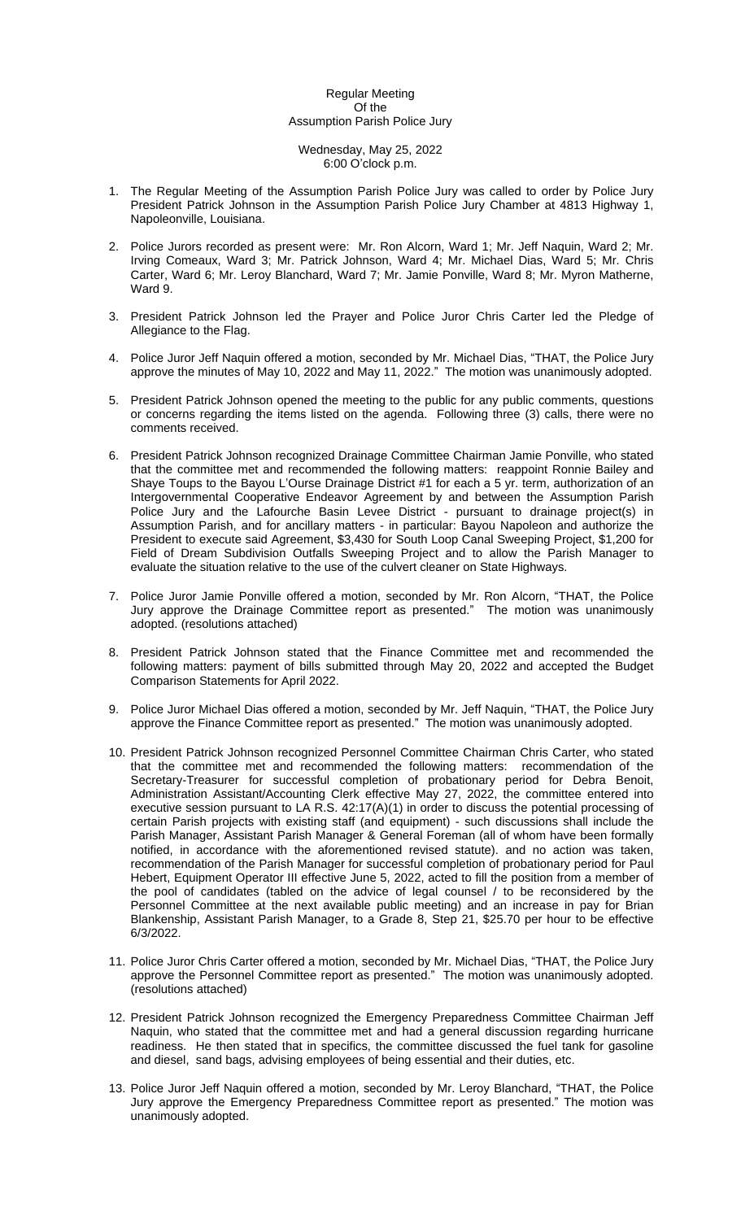Regular Meeting
Of the
Assumption Parish Police Jury

Wednesday, May 25, 2022
6:00 O'clock p.m.

1. The Regular Meeting of the Assumption Parish Police Jury was called to order by Police Jury President Patrick Johnson in the Assumption Parish Police Jury Chamber at 4813 Highway 1, Napoleonville, Louisiana.

2. Police Jurors recorded as present were: Mr. Ron Alcorn, Ward 1; Mr. Jeff Naquin, Ward 2; Mr. Irving Comeaux, Ward 3; Mr. Patrick Johnson, Ward 4; Mr. Michael Dias, Ward 5; Mr. Chris Carter, Ward 6; Mr. Leroy Blanchard, Ward 7; Mr. Jamie Ponville, Ward 8; Mr. Myron Matherne, Ward 9.

3. President Patrick Johnson led the Prayer and Police Juror Chris Carter led the Pledge of Allegiance to the Flag.

4. Police Juror Jeff Naquin offered a motion, seconded by Mr. Michael Dias, "THAT, the Police Jury approve the minutes of May 10, 2022 and May 11, 2022." The motion was unanimously adopted.

5. President Patrick Johnson opened the meeting to the public for any public comments, questions or concerns regarding the items listed on the agenda. Following three (3) calls, there were no comments received.

6. President Patrick Johnson recognized Drainage Committee Chairman Jamie Ponville, who stated that the committee met and recommended the following matters: reappoint Ronnie Bailey and Shaye Toups to the Bayou L'Ourse Drainage District #1 for each a 5 yr. term, authorization of an Intergovernmental Cooperative Endeavor Agreement by and between the Assumption Parish Police Jury and the Lafourche Basin Levee District - pursuant to drainage project(s) in Assumption Parish, and for ancillary matters - in particular: Bayou Napoleon and authorize the President to execute said Agreement, $3,430 for South Loop Canal Sweeping Project, $1,200 for Field of Dream Subdivision Outfalls Sweeping Project and to allow the Parish Manager to evaluate the situation relative to the use of the culvert cleaner on State Highways.

7. Police Juror Jamie Ponville offered a motion, seconded by Mr. Ron Alcorn, "THAT, the Police Jury approve the Drainage Committee report as presented." The motion was unanimously adopted. (resolutions attached)

8. President Patrick Johnson stated that the Finance Committee met and recommended the following matters: payment of bills submitted through May 20, 2022 and accepted the Budget Comparison Statements for April 2022.

9. Police Juror Michael Dias offered a motion, seconded by Mr. Jeff Naquin, "THAT, the Police Jury approve the Finance Committee report as presented." The motion was unanimously adopted.

10. President Patrick Johnson recognized Personnel Committee Chairman Chris Carter, who stated that the committee met and recommended the following matters: recommendation of the Secretary-Treasurer for successful completion of probationary period for Debra Benoit, Administration Assistant/Accounting Clerk effective May 27, 2022, the committee entered into executive session pursuant to LA R.S. 42:17(A)(1) in order to discuss the potential processing of certain Parish projects with existing staff (and equipment) - such discussions shall include the Parish Manager, Assistant Parish Manager & General Foreman (all of whom have been formally notified, in accordance with the aforementioned revised statute). and no action was taken, recommendation of the Parish Manager for successful completion of probationary period for Paul Hebert, Equipment Operator III effective June 5, 2022, acted to fill the position from a member of the pool of candidates (tabled on the advice of legal counsel / to be reconsidered by the Personnel Committee at the next available public meeting) and an increase in pay for Brian Blankenship, Assistant Parish Manager, to a Grade 8, Step 21, $25.70 per hour to be effective 6/3/2022.

11. Police Juror Chris Carter offered a motion, seconded by Mr. Michael Dias, "THAT, the Police Jury approve the Personnel Committee report as presented." The motion was unanimously adopted. (resolutions attached)

12. President Patrick Johnson recognized the Emergency Preparedness Committee Chairman Jeff Naquin, who stated that the committee met and had a general discussion regarding hurricane readiness. He then stated that in specifics, the committee discussed the fuel tank for gasoline and diesel, sand bags, advising employees of being essential and their duties, etc.

13. Police Juror Jeff Naquin offered a motion, seconded by Mr. Leroy Blanchard, "THAT, the Police Jury approve the Emergency Preparedness Committee report as presented." The motion was unanimously adopted.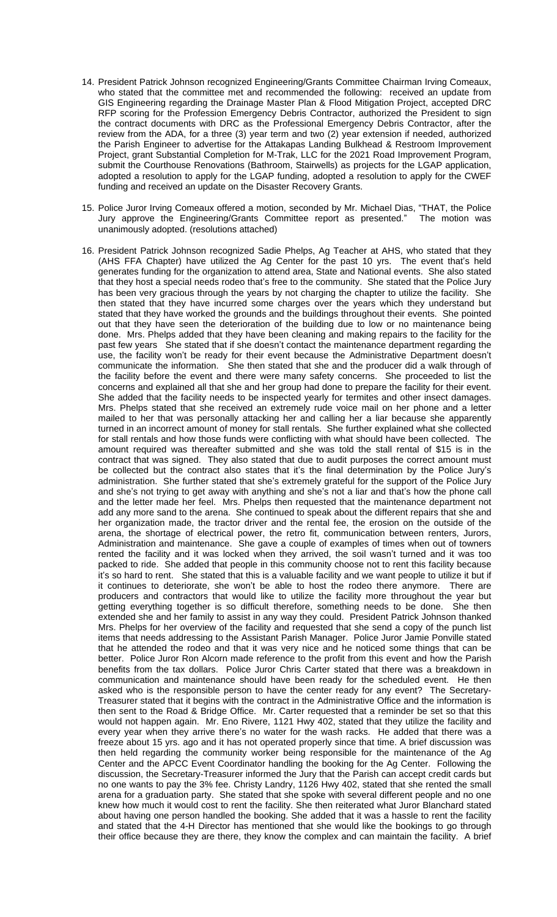14. President Patrick Johnson recognized Engineering/Grants Committee Chairman Irving Comeaux, who stated that the committee met and recommended the following: received an update from GIS Engineering regarding the Drainage Master Plan & Flood Mitigation Project, accepted DRC RFP scoring for the Profession Emergency Debris Contractor, authorized the President to sign the contract documents with DRC as the Professional Emergency Debris Contractor, after the review from the ADA, for a three (3) year term and two (2) year extension if needed, authorized the Parish Engineer to advertise for the Attakapas Landing Bulkhead & Restroom Improvement Project, grant Substantial Completion for M-Trak, LLC for the 2021 Road Improvement Program, submit the Courthouse Renovations (Bathroom, Stairwells) as projects for the LGAP application, adopted a resolution to apply for the LGAP funding, adopted a resolution to apply for the CWEF funding and received an update on the Disaster Recovery Grants.

15. Police Juror Irving Comeaux offered a motion, seconded by Mr. Michael Dias, "THAT, the Police Jury approve the Engineering/Grants Committee report as presented." The motion was unanimously adopted. (resolutions attached)

16. President Patrick Johnson recognized Sadie Phelps, Ag Teacher at AHS, who stated that they (AHS FFA Chapter) have utilized the Ag Center for the past 10 yrs. The event that's held generates funding for the organization to attend area, State and National events. She also stated that they host a special needs rodeo that's free to the community. She stated that the Police Jury has been very gracious through the years by not charging the chapter to utilize the facility. She then stated that they have incurred some charges over the years which they understand but stated that they have worked the grounds and the buildings throughout their events. She pointed out that they have seen the deterioration of the building due to low or no maintenance being done. Mrs. Phelps added that they have been cleaning and making repairs to the facility for the past few years She stated that if she doesn't contact the maintenance department regarding the use, the facility won't be ready for their event because the Administrative Department doesn't communicate the information. She then stated that she and the producer did a walk through of the facility before the event and there were many safety concerns. She proceeded to list the concerns and explained all that she and her group had done to prepare the facility for their event. She added that the facility needs to be inspected yearly for termites and other insect damages. Mrs. Phelps stated that she received an extremely rude voice mail on her phone and a letter mailed to her that was personally attacking her and calling her a liar because she apparently turned in an incorrect amount of money for stall rentals. She further explained what she collected for stall rentals and how those funds were conflicting with what should have been collected. The amount required was thereafter submitted and she was told the stall rental of $15 is in the contract that was signed. They also stated that due to audit purposes the correct amount must be collected but the contract also states that it's the final determination by the Police Jury's administration. She further stated that she's extremely grateful for the support of the Police Jury and she's not trying to get away with anything and she's not a liar and that's how the phone call and the letter made her feel. Mrs. Phelps then requested that the maintenance department not add any more sand to the arena. She continued to speak about the different repairs that she and her organization made, the tractor driver and the rental fee, the erosion on the outside of the arena, the shortage of electrical power, the retro fit, communication between renters, Jurors, Administration and maintenance. She gave a couple of examples of times when out of towners rented the facility and it was locked when they arrived, the soil wasn't turned and it was too packed to ride. She added that people in this community choose not to rent this facility because it's so hard to rent. She stated that this is a valuable facility and we want people to utilize it but if it continues to deteriorate, she won't be able to host the rodeo there anymore. There are producers and contractors that would like to utilize the facility more throughout the year but getting everything together is so difficult therefore, something needs to be done. She then extended she and her family to assist in any way they could. President Patrick Johnson thanked Mrs. Phelps for her overview of the facility and requested that she send a copy of the punch list items that needs addressing to the Assistant Parish Manager. Police Juror Jamie Ponville stated that he attended the rodeo and that it was very nice and he noticed some things that can be better. Police Juror Ron Alcorn made reference to the profit from this event and how the Parish benefits from the tax dollars. Police Juror Chris Carter stated that there was a breakdown in communication and maintenance should have been ready for the scheduled event. He then asked who is the responsible person to have the center ready for any event? The Secretary-Treasurer stated that it begins with the contract in the Administrative Office and the information is then sent to the Road & Bridge Office. Mr. Carter requested that a reminder be set so that this would not happen again. Mr. Eno Rivere, 1121 Hwy 402, stated that they utilize the facility and every year when they arrive there's no water for the wash racks. He added that there was a freeze about 15 yrs. ago and it has not operated properly since that time. A brief discussion was then held regarding the community worker being responsible for the maintenance of the Ag Center and the APCC Event Coordinator handling the booking for the Ag Center. Following the discussion, the Secretary-Treasurer informed the Jury that the Parish can accept credit cards but no one wants to pay the 3% fee. Christy Landry, 1126 Hwy 402, stated that she rented the small arena for a graduation party. She stated that she spoke with several different people and no one knew how much it would cost to rent the facility. She then reiterated what Juror Blanchard stated about having one person handled the booking. She added that it was a hassle to rent the facility and stated that the 4-H Director has mentioned that she would like the bookings to go through their office because they are there, they know the complex and can maintain the facility. A brief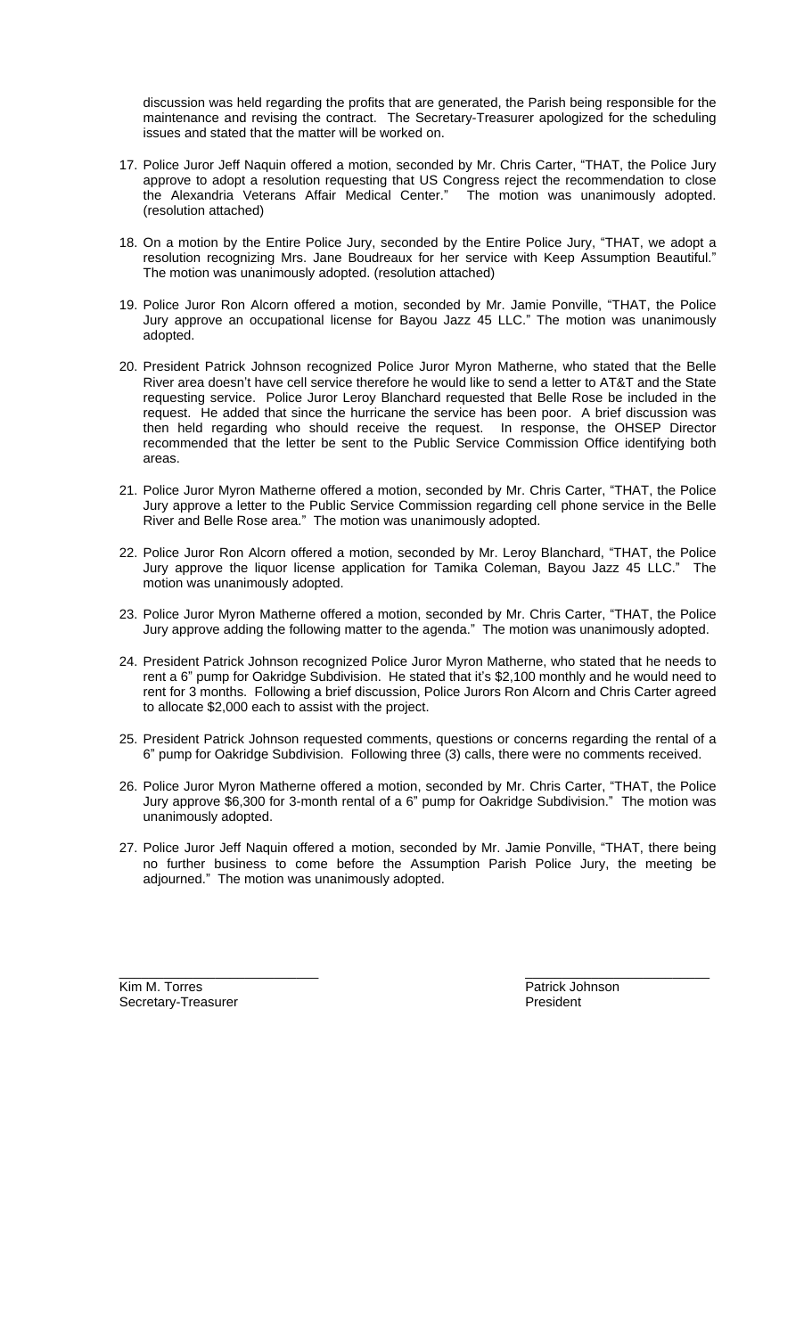discussion was held regarding the profits that are generated, the Parish being responsible for the maintenance and revising the contract. The Secretary-Treasurer apologized for the scheduling issues and stated that the matter will be worked on.

17. Police Juror Jeff Naquin offered a motion, seconded by Mr. Chris Carter, "THAT, the Police Jury approve to adopt a resolution requesting that US Congress reject the recommendation to close the Alexandria Veterans Affair Medical Center." The motion was unanimously adopted. (resolution attached)

18. On a motion by the Entire Police Jury, seconded by the Entire Police Jury, "THAT, we adopt a resolution recognizing Mrs. Jane Boudreaux for her service with Keep Assumption Beautiful." The motion was unanimously adopted. (resolution attached)

19. Police Juror Ron Alcorn offered a motion, seconded by Mr. Jamie Ponville, "THAT, the Police Jury approve an occupational license for Bayou Jazz 45 LLC." The motion was unanimously adopted.

20. President Patrick Johnson recognized Police Juror Myron Matherne, who stated that the Belle River area doesn't have cell service therefore he would like to send a letter to AT&T and the State requesting service. Police Juror Leroy Blanchard requested that Belle Rose be included in the request. He added that since the hurricane the service has been poor. A brief discussion was then held regarding who should receive the request. In response, the OHSEP Director recommended that the letter be sent to the Public Service Commission Office identifying both areas.

21. Police Juror Myron Matherne offered a motion, seconded by Mr. Chris Carter, "THAT, the Police Jury approve a letter to the Public Service Commission regarding cell phone service in the Belle River and Belle Rose area." The motion was unanimously adopted.

22. Police Juror Ron Alcorn offered a motion, seconded by Mr. Leroy Blanchard, "THAT, the Police Jury approve the liquor license application for Tamika Coleman, Bayou Jazz 45 LLC." The motion was unanimously adopted.

23. Police Juror Myron Matherne offered a motion, seconded by Mr. Chris Carter, "THAT, the Police Jury approve adding the following matter to the agenda." The motion was unanimously adopted.

24. President Patrick Johnson recognized Police Juror Myron Matherne, who stated that he needs to rent a 6" pump for Oakridge Subdivision. He stated that it's $2,100 monthly and he would need to rent for 3 months. Following a brief discussion, Police Jurors Ron Alcorn and Chris Carter agreed to allocate $2,000 each to assist with the project.

25. President Patrick Johnson requested comments, questions or concerns regarding the rental of a 6" pump for Oakridge Subdivision. Following three (3) calls, there were no comments received.

26. Police Juror Myron Matherne offered a motion, seconded by Mr. Chris Carter, "THAT, the Police Jury approve $6,300 for 3-month rental of a 6" pump for Oakridge Subdivision." The motion was unanimously adopted.

27. Police Juror Jeff Naquin offered a motion, seconded by Mr. Jamie Ponville, "THAT, there being no further business to come before the Assumption Parish Police Jury, the meeting be adjourned." The motion was unanimously adopted.

\_\_\_\_\_\_\_\_\_\_\_\_\_\_\_\_\_\_\_\_\_\_\_\_\_\_\_\_\_\_
Kim M. Torres
Secretary-Treasurer

\_\_\_\_\_\_\_\_\_\_\_\_\_\_\_\_\_\_\_\_\_\_\_\_\_\_\_\_\_\_
Patrick Johnson
President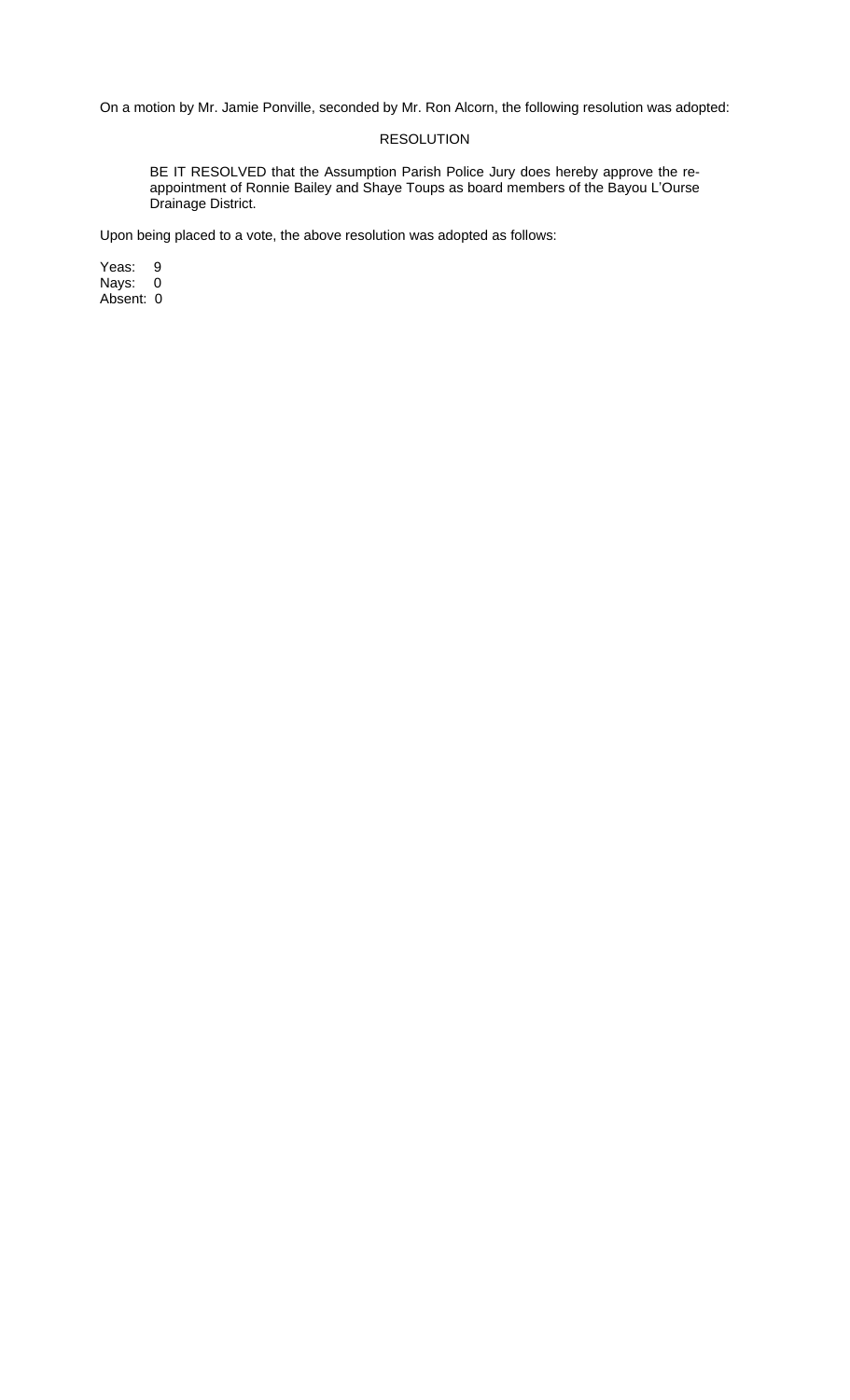On a motion by Mr. Jamie Ponville, seconded by Mr. Ron Alcorn, the following resolution was adopted:

RESOLUTION

BE IT RESOLVED that the Assumption Parish Police Jury does hereby approve the re-appointment of Ronnie Bailey and Shaye Toups as board members of the Bayou L'Ourse Drainage District.

Upon being placed to a vote, the above resolution was adopted as follows:

Yeas: 9
Nays: 0
Absent: 0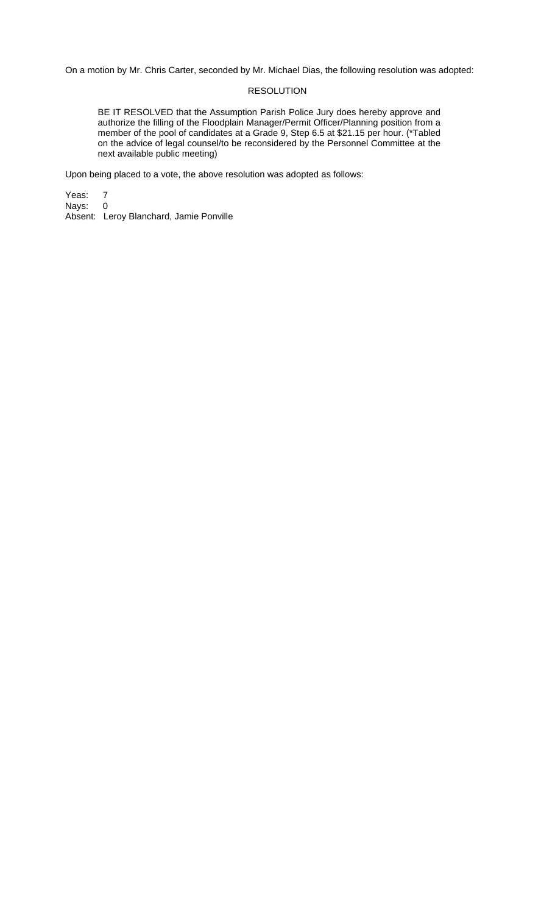On a motion by Mr. Chris Carter, seconded by Mr. Michael Dias, the following resolution was adopted:

RESOLUTION

> BE IT RESOLVED that the Assumption Parish Police Jury does hereby approve and authorize the filling of the Floodplain Manager/Permit Officer/Planning position from a member of the pool of candidates at a Grade 9, Step 6.5 at $21.15 per hour. (*Tabled on the advice of legal counsel/to be reconsidered by the Personnel Committee at the next available public meeting)

Upon being placed to a vote, the above resolution was adopted as follows:

Yeas: 7
Nays: 0
Absent: Leroy Blanchard, Jamie Ponville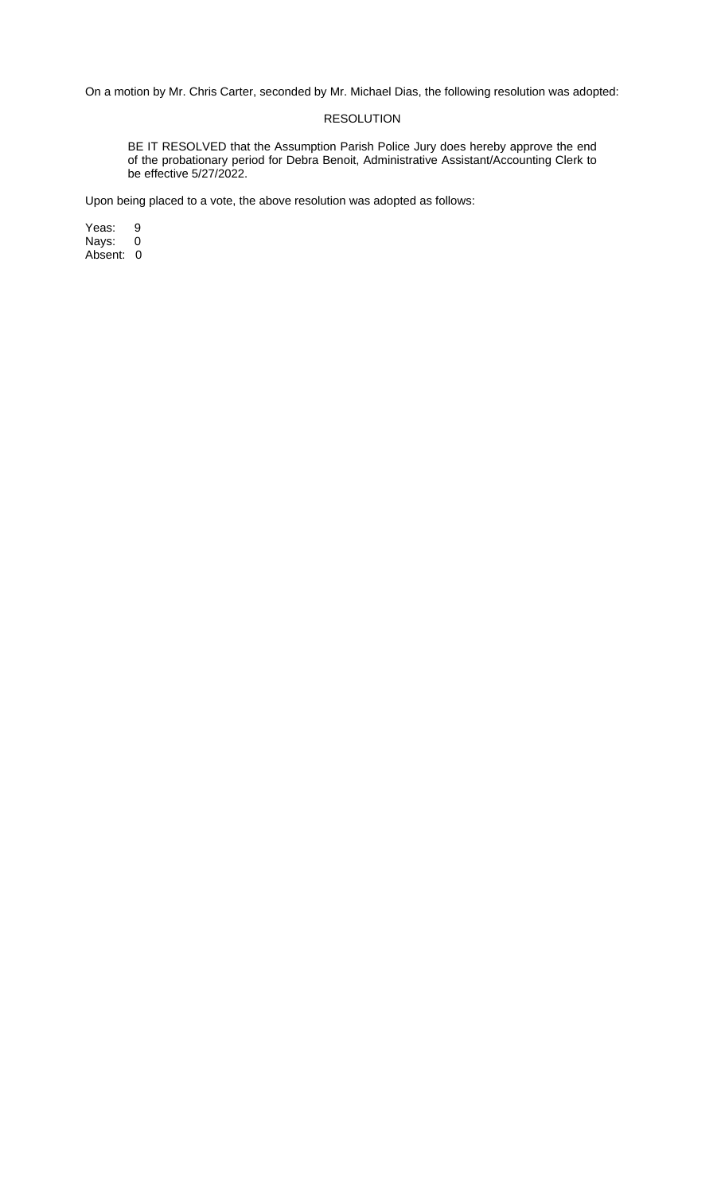On a motion by Mr. Chris Carter, seconded by Mr. Michael Dias, the following resolution was adopted:

RESOLUTION

> BE IT RESOLVED that the Assumption Parish Police Jury does hereby approve the end of the probationary period for Debra Benoit, Administrative Assistant/Accounting Clerk to be effective 5/27/2022.

Upon being placed to a vote, the above resolution was adopted as follows:

Yeas: 9
Nays: 0
Absent: 0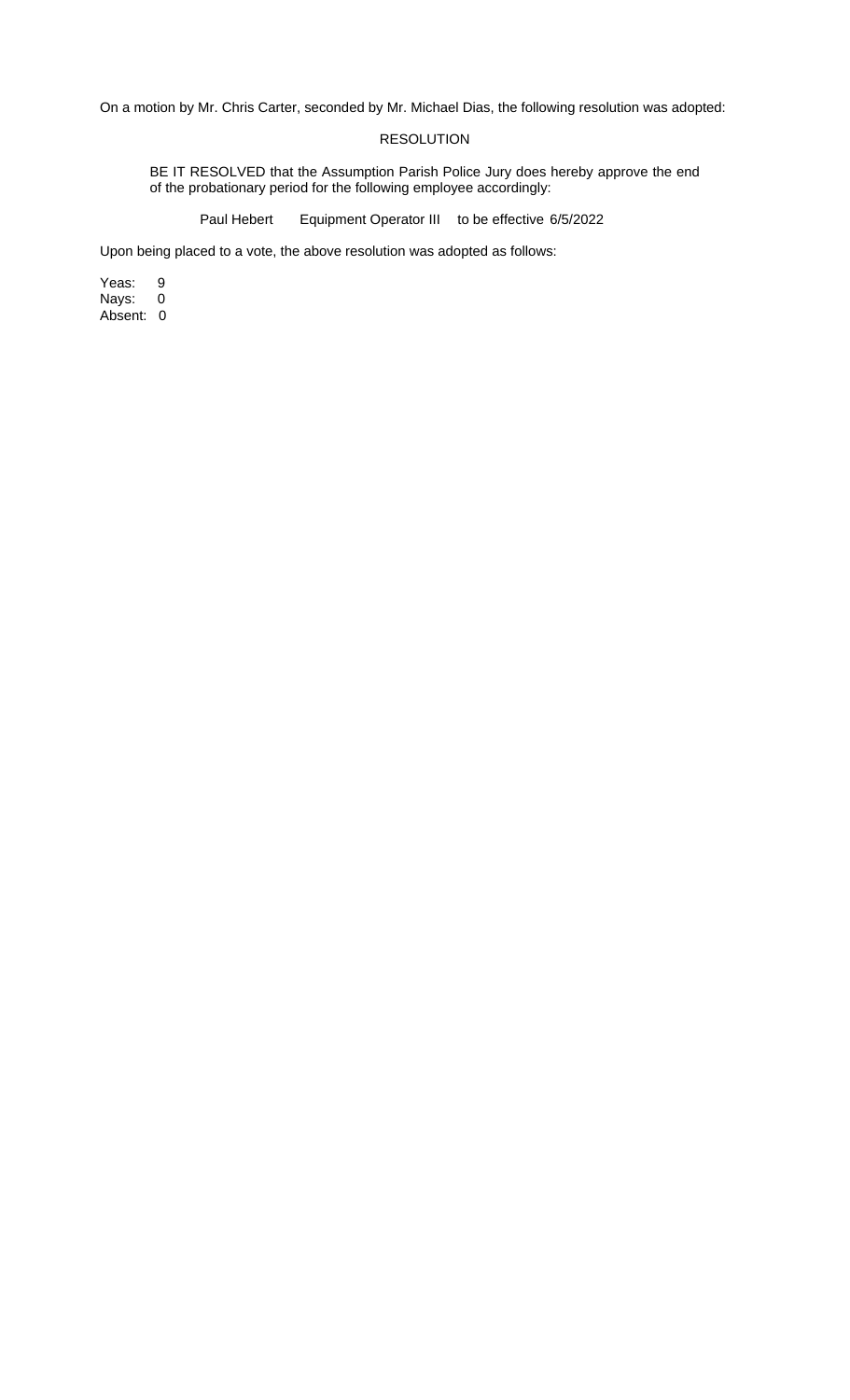On a motion by Mr. Chris Carter, seconded by Mr. Michael Dias, the following resolution was adopted:

RESOLUTION

BE IT RESOLVED that the Assumption Parish Police Jury does hereby approve the end of the probationary period for the following employee accordingly:

Paul Hebert    Equipment Operator III    to be effective 6/5/2022

Upon being placed to a vote, the above resolution was adopted as follows:

Yeas: 9  
Nays: 0  
Absent: 0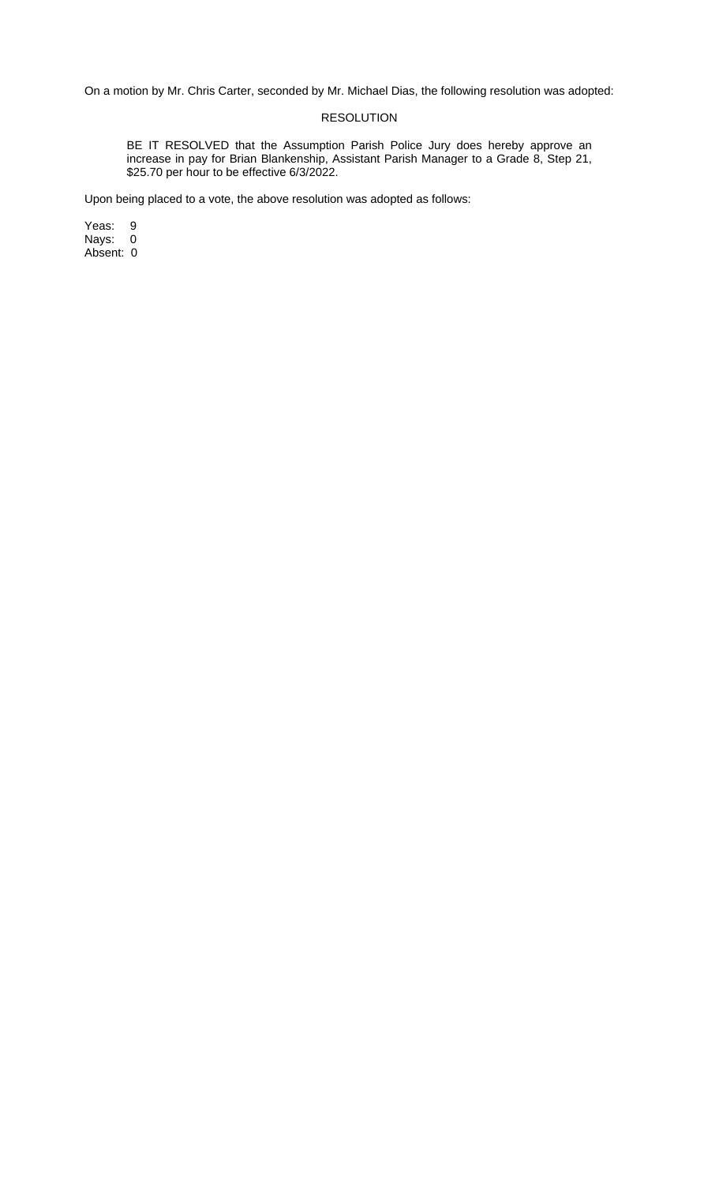On a motion by Mr. Chris Carter, seconded by Mr. Michael Dias, the following resolution was adopted:

RESOLUTION

> BE IT RESOLVED that the Assumption Parish Police Jury does hereby approve an increase in pay for Brian Blankenship, Assistant Parish Manager to a Grade 8, Step 21, $25.70 per hour to be effective 6/3/2022.

Upon being placed to a vote, the above resolution was adopted as follows:

Yeas: 9
Nays: 0
Absent: 0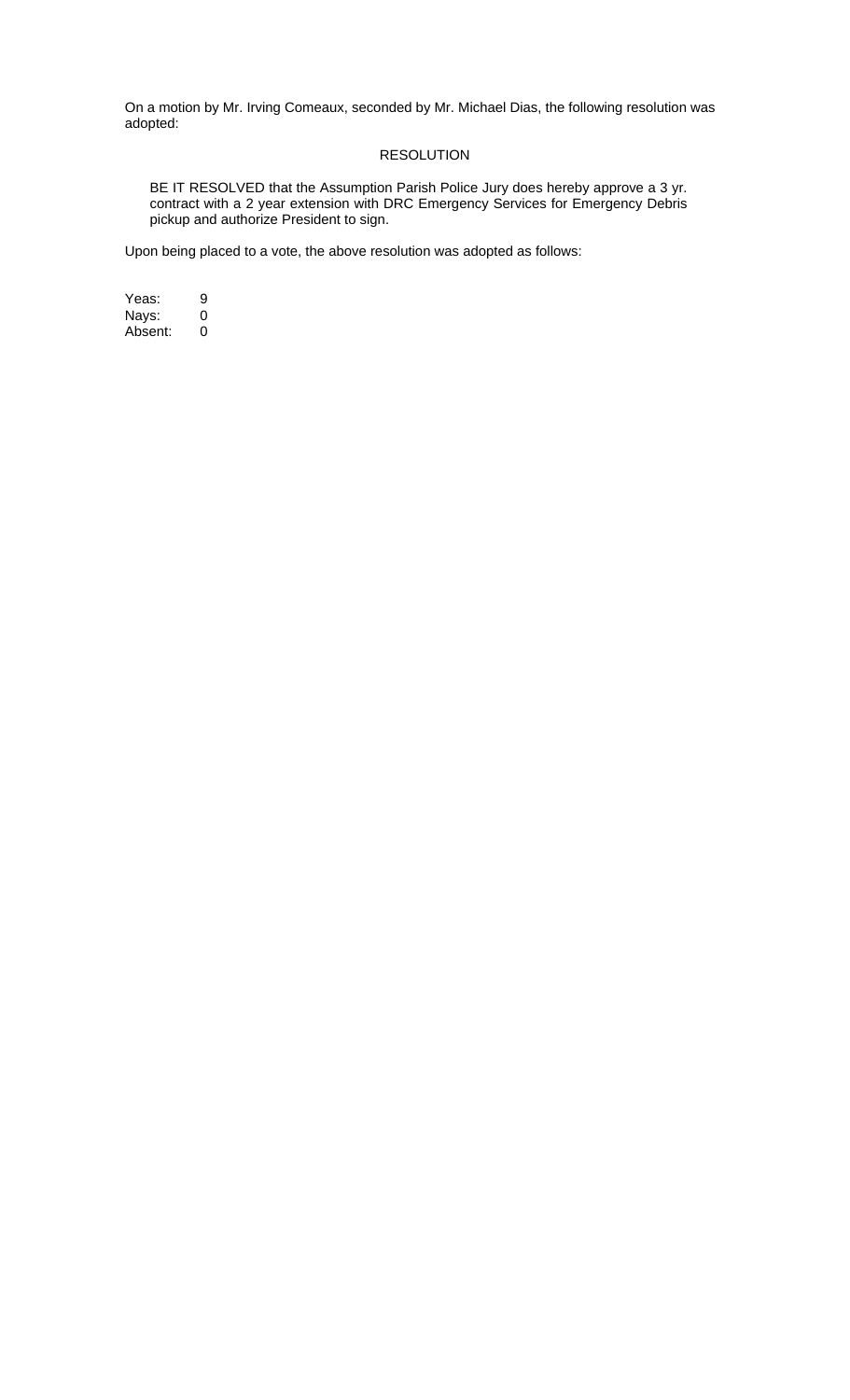On a motion by Mr. Irving Comeaux, seconded by Mr. Michael Dias, the following resolution was adopted:

RESOLUTION

BE IT RESOLVED that the Assumption Parish Police Jury does hereby approve a 3 yr. contract with a 2 year extension with DRC Emergency Services for Emergency Debris pickup and authorize President to sign.

Upon being placed to a vote, the above resolution was adopted as follows:

Yeas: 9
Nays: 0
Absent: 0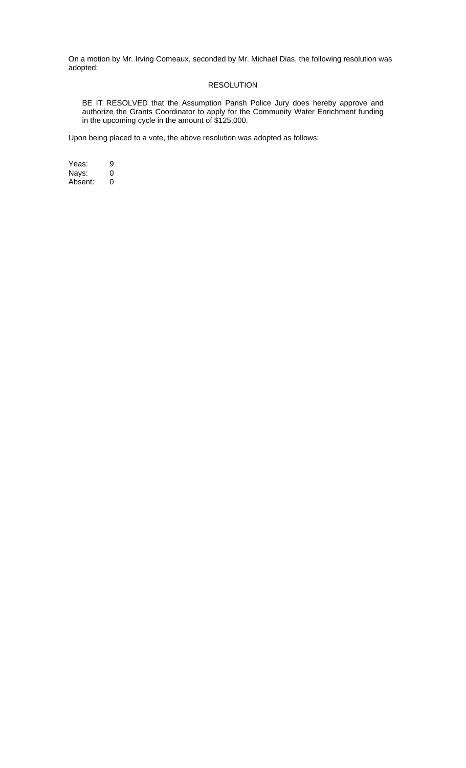On a motion by Mr. Irving Comeaux, seconded by Mr. Michael Dias, the following resolution was adopted:

RESOLUTION

BE IT RESOLVED that the Assumption Parish Police Jury does hereby approve and authorize the Grants Coordinator to apply for the Community Water Enrichment funding in the upcoming cycle in the amount of $125,000.

Upon being placed to a vote, the above resolution was adopted as follows:

Yeas: 9
Nays: 0
Absent: 0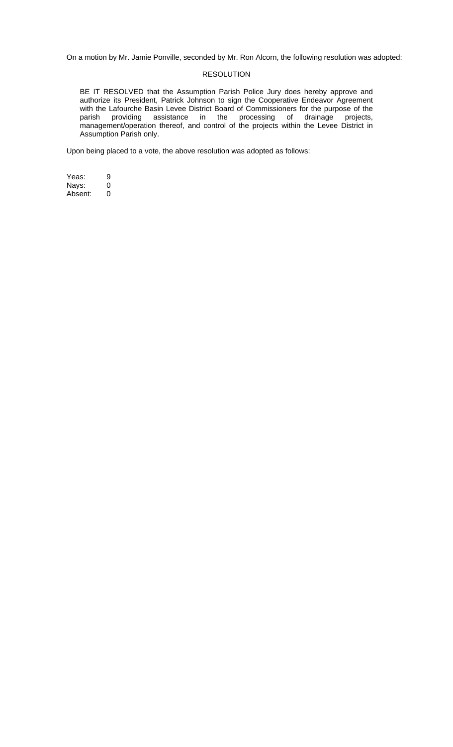On a motion by Mr. Jamie Ponville, seconded by Mr. Ron Alcorn, the following resolution was adopted:

RESOLUTION

BE IT RESOLVED that the Assumption Parish Police Jury does hereby approve and authorize its President, Patrick Johnson to sign the Cooperative Endeavor Agreement with the Lafourche Basin Levee District Board of Commissioners for the purpose of the parish providing assistance in the processing of drainage projects, management/operation thereof, and control of the projects within the Levee District in Assumption Parish only.

Upon being placed to a vote, the above resolution was adopted as follows:

Yeas: 9
Nays: 0
Absent: 0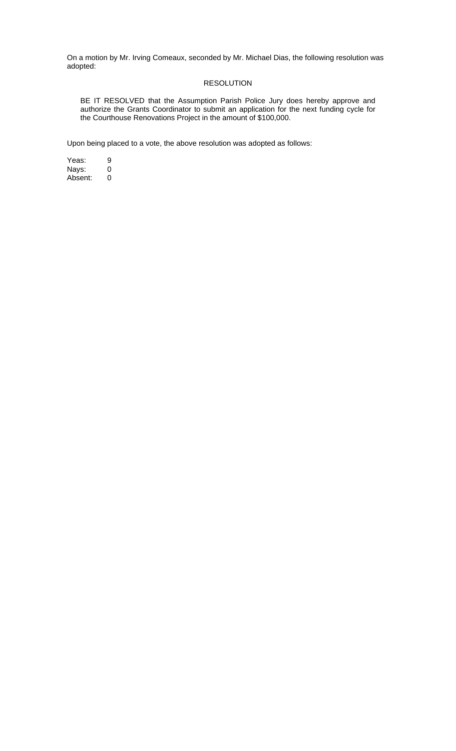On a motion by Mr. Irving Comeaux, seconded by Mr. Michael Dias, the following resolution was adopted:

RESOLUTION

BE IT RESOLVED that the Assumption Parish Police Jury does hereby approve and authorize the Grants Coordinator to submit an application for the next funding cycle for the Courthouse Renovations Project in the amount of $100,000.

Upon being placed to a vote, the above resolution was adopted as follows:

Yeas: 9
Nays: 0
Absent: 0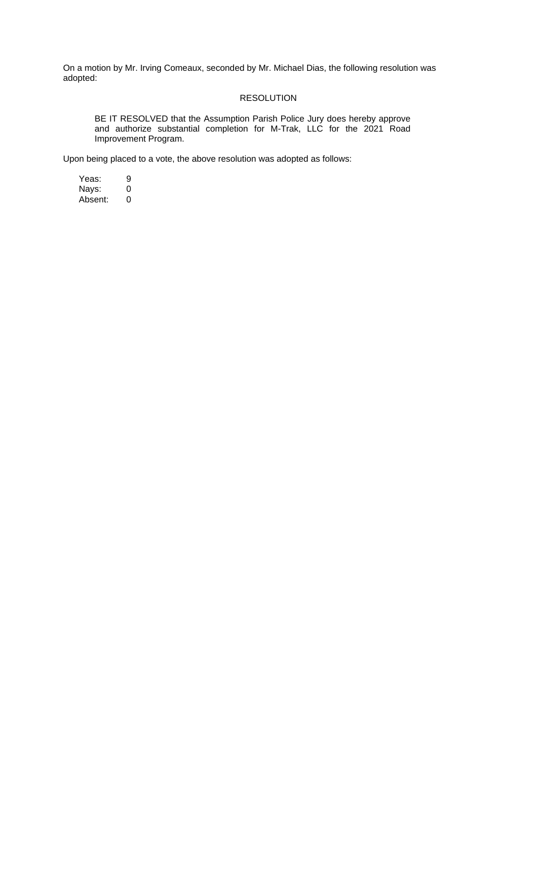On a motion by Mr. Irving Comeaux, seconded by Mr. Michael Dias, the following resolution was adopted:

RESOLUTION

BE IT RESOLVED that the Assumption Parish Police Jury does hereby approve and authorize substantial completion for M-Trak, LLC for the 2021 Road Improvement Program.

Upon being placed to a vote, the above resolution was adopted as follows:

Yeas: 9
Nays: 0
Absent: 0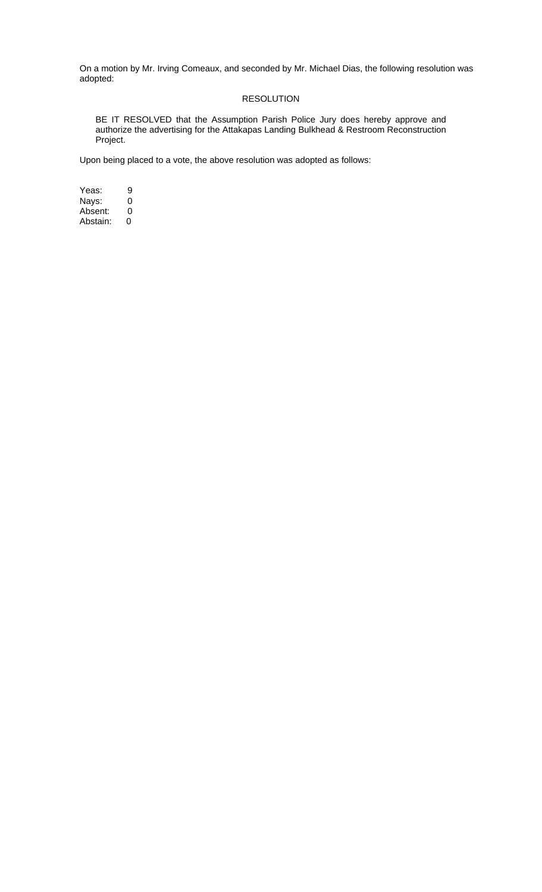On a motion by Mr. Irving Comeaux, and seconded by Mr. Michael Dias, the following resolution was adopted:

RESOLUTION

BE IT RESOLVED that the Assumption Parish Police Jury does hereby approve and authorize the advertising for the Attakapas Landing Bulkhead & Restroom Reconstruction Project.

Upon being placed to a vote, the above resolution was adopted as follows:

Yeas: 9
Nays: 0
Absent: 0
Abstain: 0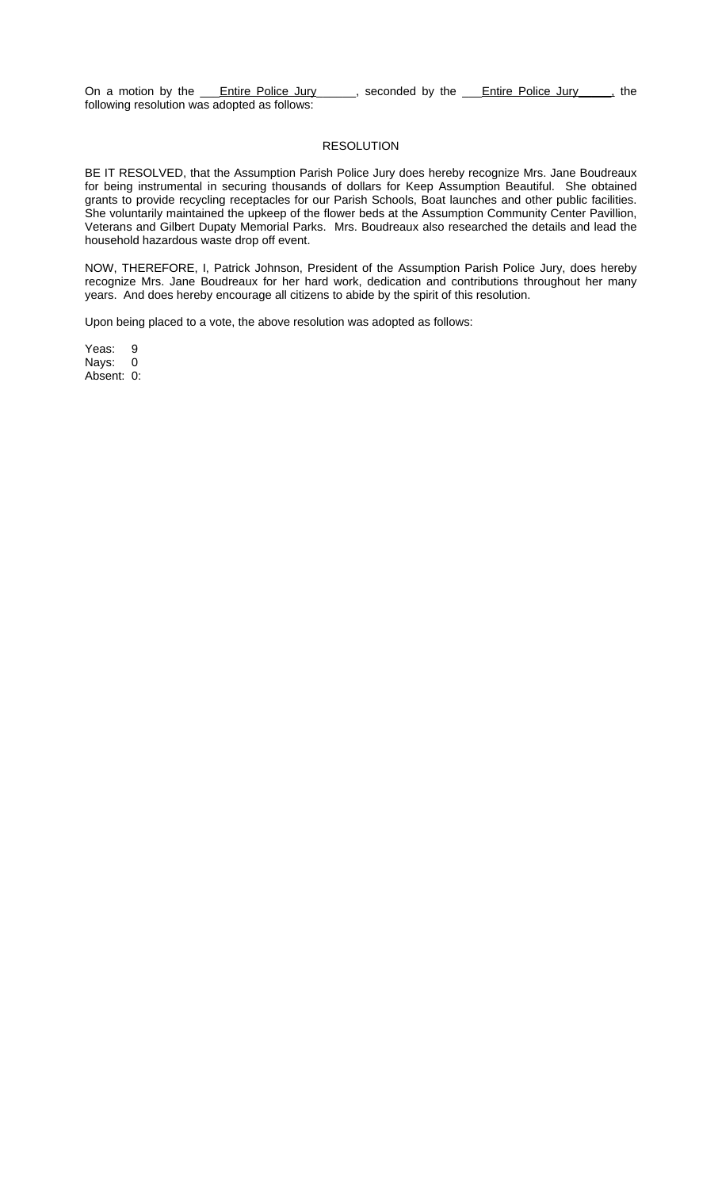On a motion by the Entire Police Jury, seconded by the Entire Police Jury, the following resolution was adopted as follows:

## RESOLUTION

BE IT RESOLVED, that the Assumption Parish Police Jury does hereby recognize Mrs. Jane Boudreaux for being instrumental in securing thousands of dollars for Keep Assumption Beautiful. She obtained grants to provide recycling receptacles for our Parish Schools, Boat launches and other public facilities. She voluntarily maintained the upkeep of the flower beds at the Assumption Community Center Pavillion, Veterans and Gilbert Dupaty Memorial Parks. Mrs. Boudreaux also researched the details and lead the household hazardous waste drop off event.

NOW, THEREFORE, I, Patrick Johnson, President of the Assumption Parish Police Jury, does hereby recognize Mrs. Jane Boudreaux for her hard work, dedication and contributions throughout her many years. And does hereby encourage all citizens to abide by the spirit of this resolution.

Upon being placed to a vote, the above resolution was adopted as follows:

Yeas: 9
Nays: 0
Absent: 0: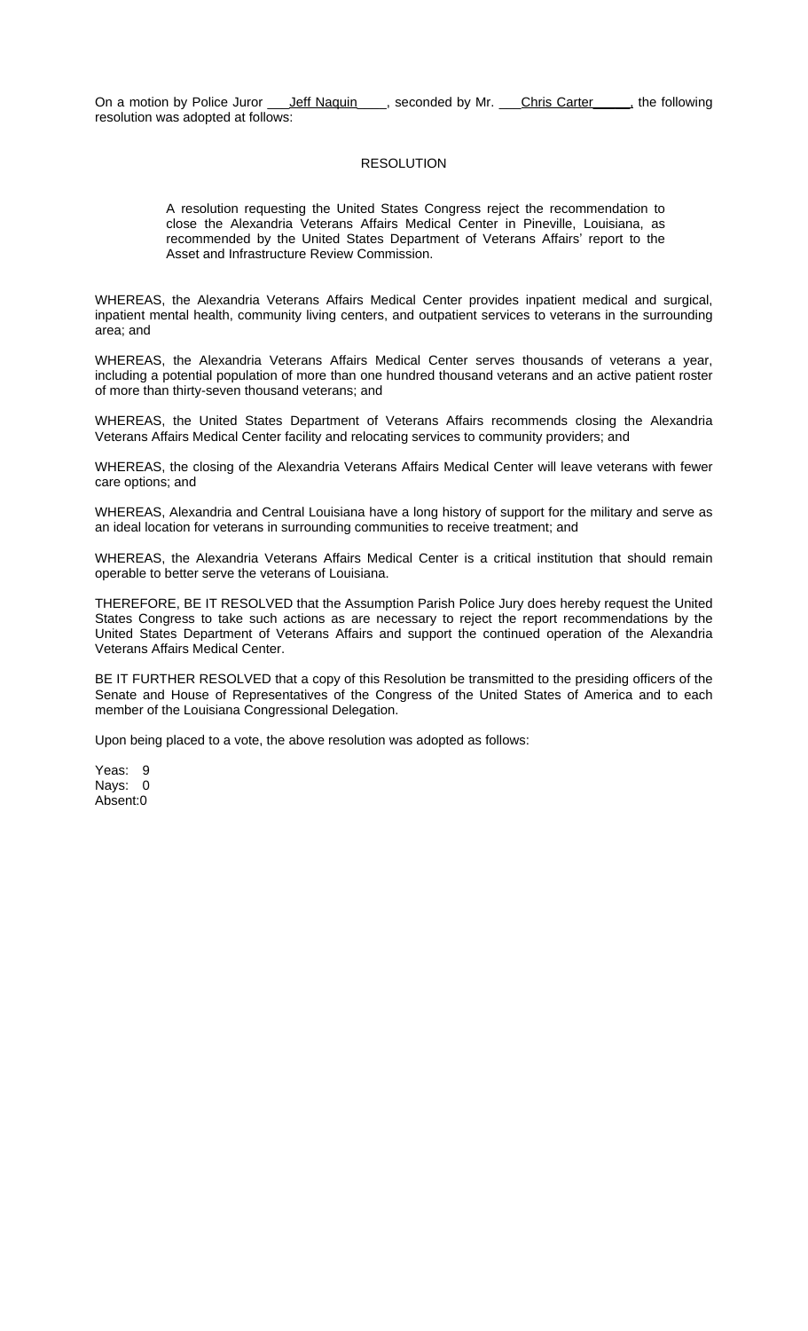On a motion by Police Juror ___Jeff Naquin____, seconded by Mr. ___Chris Carter_____, the following resolution was adopted at follows:

# RESOLUTION

A resolution requesting the United States Congress reject the recommendation to close the Alexandria Veterans Affairs Medical Center in Pineville, Louisiana, as recommended by the United States Department of Veterans Affairs' report to the Asset and Infrastructure Review Commission.

WHEREAS, the Alexandria Veterans Affairs Medical Center provides inpatient medical and surgical, inpatient mental health, community living centers, and outpatient services to veterans in the surrounding area; and

WHEREAS, the Alexandria Veterans Affairs Medical Center serves thousands of veterans a year, including a potential population of more than one hundred thousand veterans and an active patient roster of more than thirty-seven thousand veterans; and

WHEREAS, the United States Department of Veterans Affairs recommends closing the Alexandria Veterans Affairs Medical Center facility and relocating services to community providers; and

WHEREAS, the closing of the Alexandria Veterans Affairs Medical Center will leave veterans with fewer care options; and

WHEREAS, Alexandria and Central Louisiana have a long history of support for the military and serve as an ideal location for veterans in surrounding communities to receive treatment; and

WHEREAS, the Alexandria Veterans Affairs Medical Center is a critical institution that should remain operable to better serve the veterans of Louisiana.

THEREFORE, BE IT RESOLVED that the Assumption Parish Police Jury does hereby request the United States Congress to take such actions as are necessary to reject the report recommendations by the United States Department of Veterans Affairs and support the continued operation of the Alexandria Veterans Affairs Medical Center.

BE IT FURTHER RESOLVED that a copy of this Resolution be transmitted to the presiding officers of the Senate and House of Representatives of the Congress of the United States of America and to each member of the Louisiana Congressional Delegation.

Upon being placed to a vote, the above resolution was adopted as follows:

Yeas: 9
Nays: 0
Absent:0